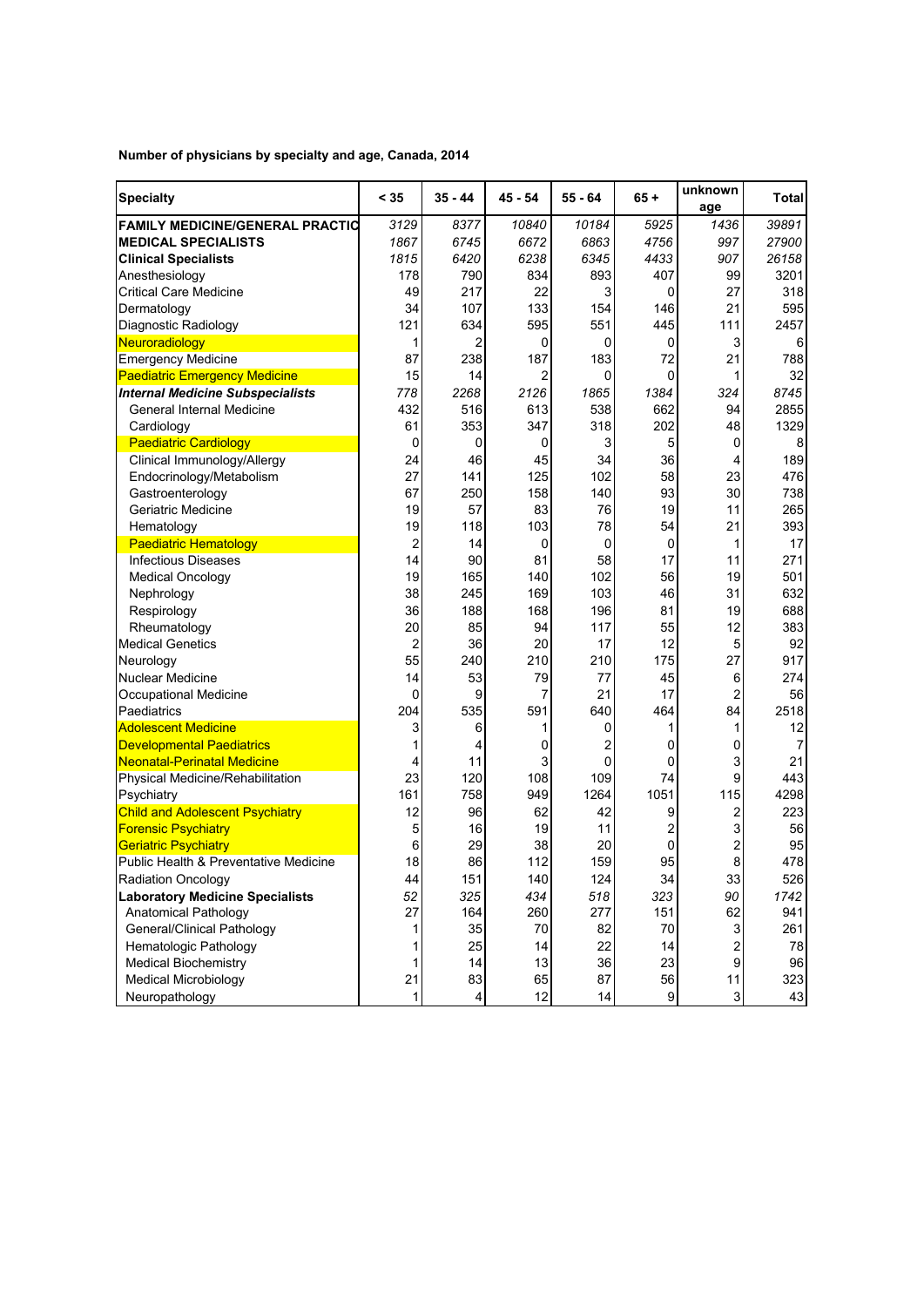**Number of physicians by specialty and age, Canada, 2014**

| Specialty | < 35 | 35 - 44 | 45 - 54 | 55 - 64 | 65 + | unknown age | Total |
|---|---|---|---|---|---|---|---|
| **FAMILY MEDICINE/GENERAL PRACTIC** | *3129* | *8377* | *10840* | *10184* | *5925* | *1436* | *39891* |
| **MEDICAL SPECIALISTS** | *1867* | *6745* | *6672* | *6863* | *4756* | *997* | *27900* |
| **Clinical Specialists** | *1815* | *6420* | *6238* | *6345* | *4433* | *907* | *26158* |
| Anesthesiology | 178 | 790 | 834 | 893 | 407 | 99 | 3201 |
| Critical Care Medicine | 49 | 217 | 22 | 3 | 0 | 27 | 318 |
| Dermatology | 34 | 107 | 133 | 154 | 146 | 21 | 595 |
| Diagnostic Radiology | 121 | 634 | 595 | 551 | 445 | 111 | 2457 |
| Neuroradiology | 1 | 2 | 0 | 0 | 0 | 3 | 6 |
| Emergency Medicine | 87 | 238 | 187 | 183 | 72 | 21 | 788 |
| Paediatric Emergency Medicine | 15 | 14 | 2 | 0 | 0 | 1 | 32 |
| ***Internal Medicine Subspecialists*** | *778* | *2268* | *2126* | *1865* | *1384* | *324* | *8745* |
| General Internal Medicine | 432 | 516 | 613 | 538 | 662 | 94 | 2855 |
| Cardiology | 61 | 353 | 347 | 318 | 202 | 48 | 1329 |
| Paediatric Cardiology | 0 | 0 | 0 | 3 | 5 | 0 | 8 |
| Clinical Immunology/Allergy | 24 | 46 | 45 | 34 | 36 | 4 | 189 |
| Endocrinology/Metabolism | 27 | 141 | 125 | 102 | 58 | 23 | 476 |
| Gastroenterology | 67 | 250 | 158 | 140 | 93 | 30 | 738 |
| Geriatric Medicine | 19 | 57 | 83 | 76 | 19 | 11 | 265 |
| Hematology | 19 | 118 | 103 | 78 | 54 | 21 | 393 |
| Paediatric Hematology | 2 | 14 | 0 | 0 | 0 | 1 | 17 |
| Infectious Diseases | 14 | 90 | 81 | 58 | 17 | 11 | 271 |
| Medical Oncology | 19 | 165 | 140 | 102 | 56 | 19 | 501 |
| Nephrology | 38 | 245 | 169 | 103 | 46 | 31 | 632 |
| Respirology | 36 | 188 | 168 | 196 | 81 | 19 | 688 |
| Rheumatology | 20 | 85 | 94 | 117 | 55 | 12 | 383 |
| Medical Genetics | 2 | 36 | 20 | 17 | 12 | 5 | 92 |
| Neurology | 55 | 240 | 210 | 210 | 175 | 27 | 917 |
| Nuclear Medicine | 14 | 53 | 79 | 77 | 45 | 6 | 274 |
| Occupational Medicine | 0 | 9 | 7 | 21 | 17 | 2 | 56 |
| Paediatrics | 204 | 535 | 591 | 640 | 464 | 84 | 2518 |
| Adolescent Medicine | 3 | 6 | 1 | 0 | 1 | 1 | 12 |
| Developmental Paediatrics | 1 | 4 | 0 | 2 | 0 | 0 | 7 |
| Neonatal-Perinatal Medicine | 4 | 11 | 3 | 0 | 0 | 3 | 21 |
| Physical Medicine/Rehabilitation | 23 | 120 | 108 | 109 | 74 | 9 | 443 |
| Psychiatry | 161 | 758 | 949 | 1264 | 1051 | 115 | 4298 |
| Child and Adolescent Psychiatry | 12 | 96 | 62 | 42 | 9 | 2 | 223 |
| Forensic Psychiatry | 5 | 16 | 19 | 11 | 2 | 3 | 56 |
| Geriatric Psychiatry | 6 | 29 | 38 | 20 | 0 | 2 | 95 |
| Public Health & Preventative Medicine | 18 | 86 | 112 | 159 | 95 | 8 | 478 |
| Radiation Oncology | 44 | 151 | 140 | 124 | 34 | 33 | 526 |
| **Laboratory Medicine Specialists** | *52* | *325* | *434* | *518* | *323* | *90* | *1742* |
| Anatomical Pathology | 27 | 164 | 260 | 277 | 151 | 62 | 941 |
| General/Clinical Pathology | 1 | 35 | 70 | 82 | 70 | 3 | 261 |
| Hematologic Pathology | 1 | 25 | 14 | 22 | 14 | 2 | 78 |
| Medical Biochemistry | 1 | 14 | 13 | 36 | 23 | 9 | 96 |
| Medical Microbiology | 21 | 83 | 65 | 87 | 56 | 11 | 323 |
| Neuropathology | 1 | 4 | 12 | 14 | 9 | 3 | 43 |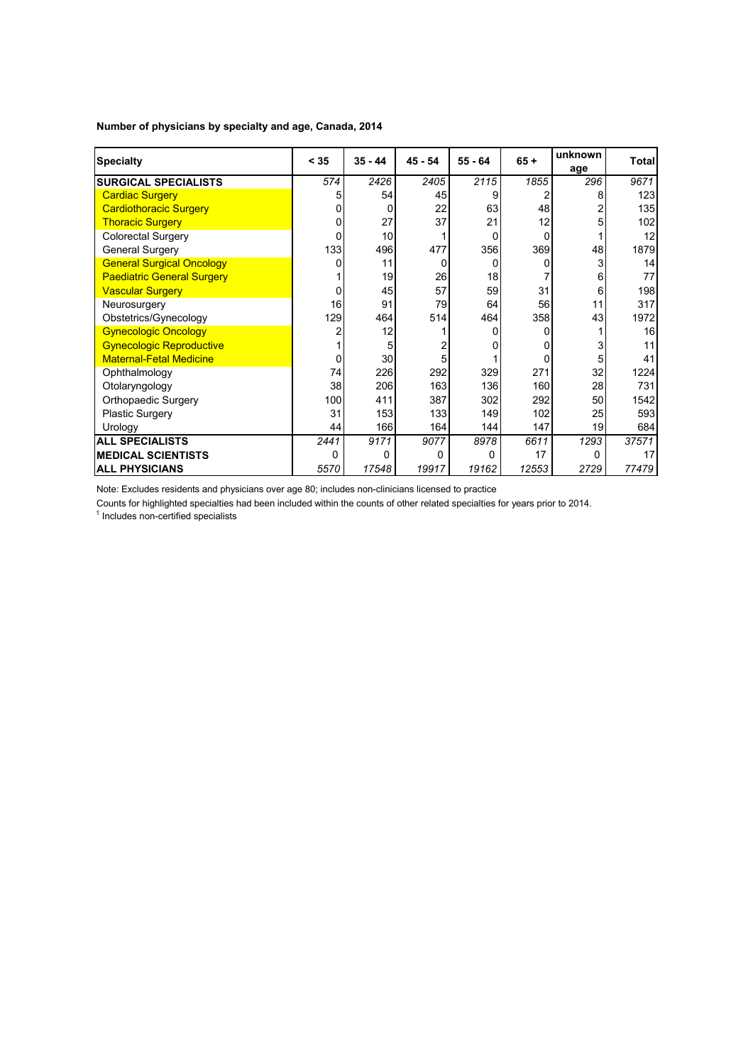**Number of physicians by specialty and age, Canada, 2014**

| Specialty | < 35 | 35 - 44 | 45 - 54 | 55 - 64 | 65 + | unknown age | Total |
|---|---|---|---|---|---|---|---|
| **SURGICAL SPECIALISTS** | *574* | *2426* | *2405* | *2115* | *1855* | *296* | *9671* |
| Cardiac Surgery | 5 | 54 | 45 | 9 | 2 | 8 | 123 |
| Cardiothoracic Surgery | 0 | 0 | 22 | 63 | 48 | 2 | 135 |
| Thoracic Surgery | 0 | 27 | 37 | 21 | 12 | 5 | 102 |
| Colorectal Surgery | 0 | 10 | 1 | 0 | 0 | 1 | 12 |
| General Surgery | 133 | 496 | 477 | 356 | 369 | 48 | 1879 |
| General Surgical Oncology | 0 | 11 | 0 | 0 | 0 | 3 | 14 |
| Paediatric General Surgery | 1 | 19 | 26 | 18 | 7 | 6 | 77 |
| Vascular Surgery | 0 | 45 | 57 | 59 | 31 | 6 | 198 |
| Neurosurgery | 16 | 91 | 79 | 64 | 56 | 11 | 317 |
| Obstetrics/Gynecology | 129 | 464 | 514 | 464 | 358 | 43 | 1972 |
| Gynecologic Oncology | 2 | 12 | 1 | 0 | 0 | 1 | 16 |
| Gynecologic Reproductive | 1 | 5 | 2 | 0 | 0 | 3 | 11 |
| Maternal-Fetal Medicine | 0 | 30 | 5 | 1 | 0 | 5 | 41 |
| Ophthalmology | 74 | 226 | 292 | 329 | 271 | 32 | 1224 |
| Otolaryngology | 38 | 206 | 163 | 136 | 160 | 28 | 731 |
| Orthopaedic Surgery | 100 | 411 | 387 | 302 | 292 | 50 | 1542 |
| Plastic Surgery | 31 | 153 | 133 | 149 | 102 | 25 | 593 |
| Urology | 44 | 166 | 164 | 144 | 147 | 19 | 684 |
| **ALL SPECIALISTS** | *2441* | *9171* | *9077* | *8978* | *6611* | *1293* | *37571* |
| **MEDICAL SCIENTISTS** | 0 | 0 | 0 | 0 | 17 | 0 | 17 |
| **ALL PHYSICIANS** | *5570* | *17548* | *19917* | *19162* | *12553* | *2729* | *77479* |

Note: Excludes residents and physicians over age 80; includes non-clinicians licensed to practice

Counts for highlighted specialties had been included within the counts of other related specialties for years prior to 2014.

[1] Includes non-certified specialists